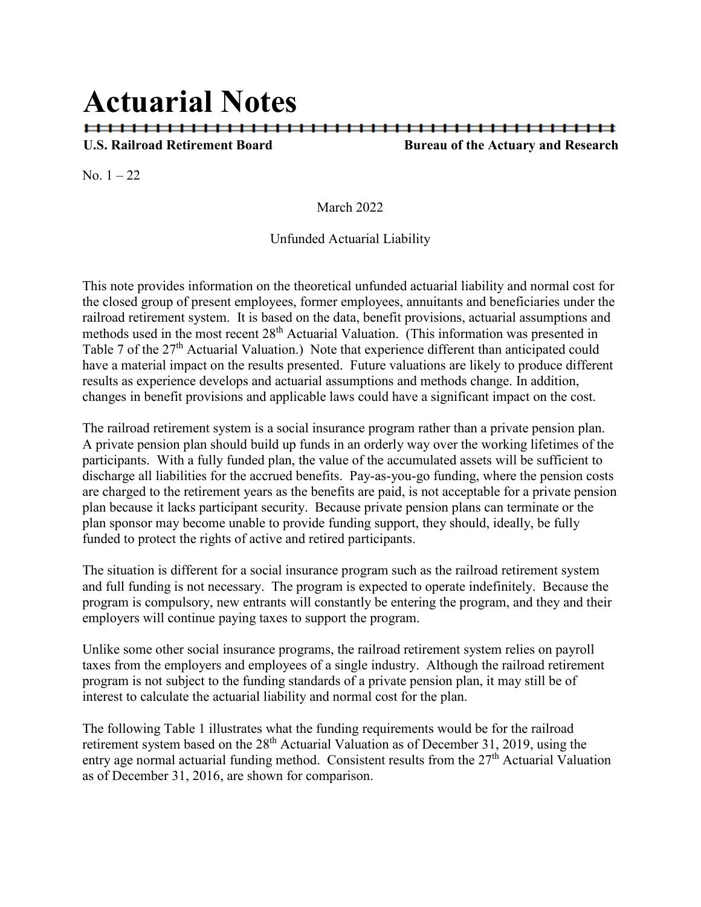# Actuarial Notes

**U.S. Railroad Retirement Board** **Bureau of the Actuary and Research**

No. 1 – 22

March 2022

Unfunded Actuarial Liability

This note provides information on the theoretical unfunded actuarial liability and normal cost for the closed group of present employees, former employees, annuitants and beneficiaries under the railroad retirement system. It is based on the data, benefit provisions, actuarial assumptions and methods used in the most recent 28th Actuarial Valuation. (This information was presented in Table 7 of the 27th Actuarial Valuation.) Note that experience different than anticipated could have a material impact on the results presented. Future valuations are likely to produce different results as experience develops and actuarial assumptions and methods change. In addition, changes in benefit provisions and applicable laws could have a significant impact on the cost.

The railroad retirement system is a social insurance program rather than a private pension plan. A private pension plan should build up funds in an orderly way over the working lifetimes of the participants. With a fully funded plan, the value of the accumulated assets will be sufficient to discharge all liabilities for the accrued benefits. Pay-as-you-go funding, where the pension costs are charged to the retirement years as the benefits are paid, is not acceptable for a private pension plan because it lacks participant security. Because private pension plans can terminate or the plan sponsor may become unable to provide funding support, they should, ideally, be fully funded to protect the rights of active and retired participants.

The situation is different for a social insurance program such as the railroad retirement system and full funding is not necessary. The program is expected to operate indefinitely. Because the program is compulsory, new entrants will constantly be entering the program, and they and their employers will continue paying taxes to support the program.

Unlike some other social insurance programs, the railroad retirement system relies on payroll taxes from the employers and employees of a single industry. Although the railroad retirement program is not subject to the funding standards of a private pension plan, it may still be of interest to calculate the actuarial liability and normal cost for the plan.

The following Table 1 illustrates what the funding requirements would be for the railroad retirement system based on the 28th Actuarial Valuation as of December 31, 2019, using the entry age normal actuarial funding method. Consistent results from the 27th Actuarial Valuation as of December 31, 2016, are shown for comparison.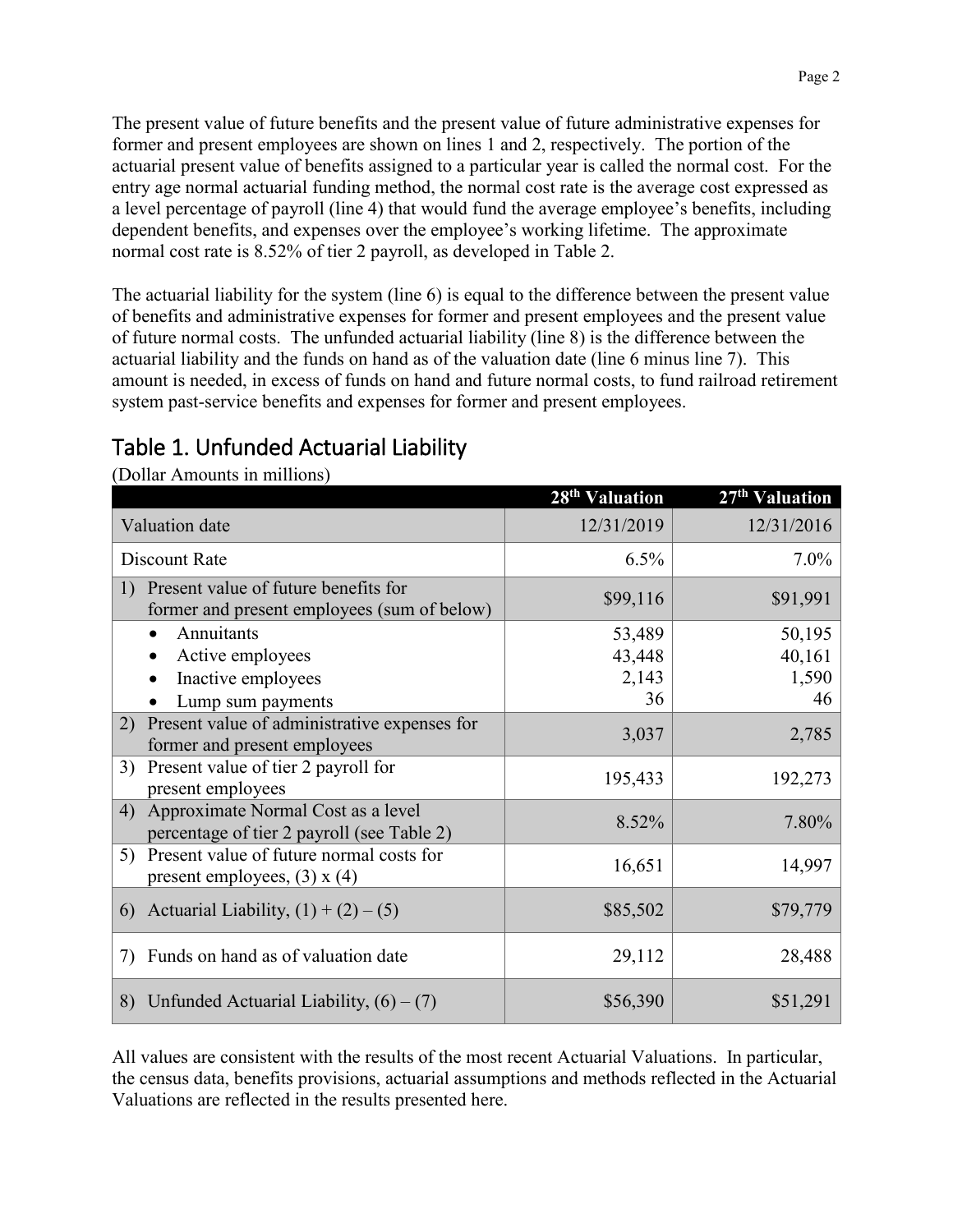The present value of future benefits and the present value of future administrative expenses for former and present employees are shown on lines 1 and 2, respectively. The portion of the actuarial present value of benefits assigned to a particular year is called the normal cost. For the entry age normal actuarial funding method, the normal cost rate is the average cost expressed as a level percentage of payroll (line 4) that would fund the average employee's benefits, including dependent benefits, and expenses over the employee's working lifetime. The approximate normal cost rate is 8.52% of tier 2 payroll, as developed in Table 2.

The actuarial liability for the system (line 6) is equal to the difference between the present value of benefits and administrative expenses for former and present employees and the present value of future normal costs. The unfunded actuarial liability (line 8) is the difference between the actuarial liability and the funds on hand as of the valuation date (line 6 minus line 7). This amount is needed, in excess of funds on hand and future normal costs, to fund railroad retirement system past-service benefits and expenses for former and present employees.

## Table 1. Unfunded Actuarial Liability

(Dollar Amounts in millions)

| | 28th Valuation | 27th Valuation |
|---|---|---|
| Valuation date | 12/31/2019 | 12/31/2016 |
| Discount Rate | 6.5% | 7.0% |
| 1) Present value of future benefits for former and present employees (sum of below) | $99,116 | $91,991 |
| • Annuitants | 53,489 | 50,195 |
| • Active employees | 43,448 | 40,161 |
| • Inactive employees | 2,143 | 1,590 |
| • Lump sum payments | 36 | 46 |
| 2) Present value of administrative expenses for former and present employees | 3,037 | 2,785 |
| 3) Present value of tier 2 payroll for present employees | 195,433 | 192,273 |
| 4) Approximate Normal Cost as a level percentage of tier 2 payroll (see Table 2) | 8.52% | 7.80% |
| 5) Present value of future normal costs for present employees, (3) x (4) | 16,651 | 14,997 |
| 6) Actuarial Liability, (1) + (2) – (5) | $85,502 | $79,779 |
| 7) Funds on hand as of valuation date | 29,112 | 28,488 |
| 8) Unfunded Actuarial Liability, (6) – (7) | $56,390 | $51,291 |

All values are consistent with the results of the most recent Actuarial Valuations. In particular, the census data, benefits provisions, actuarial assumptions and methods reflected in the Actuarial Valuations are reflected in the results presented here.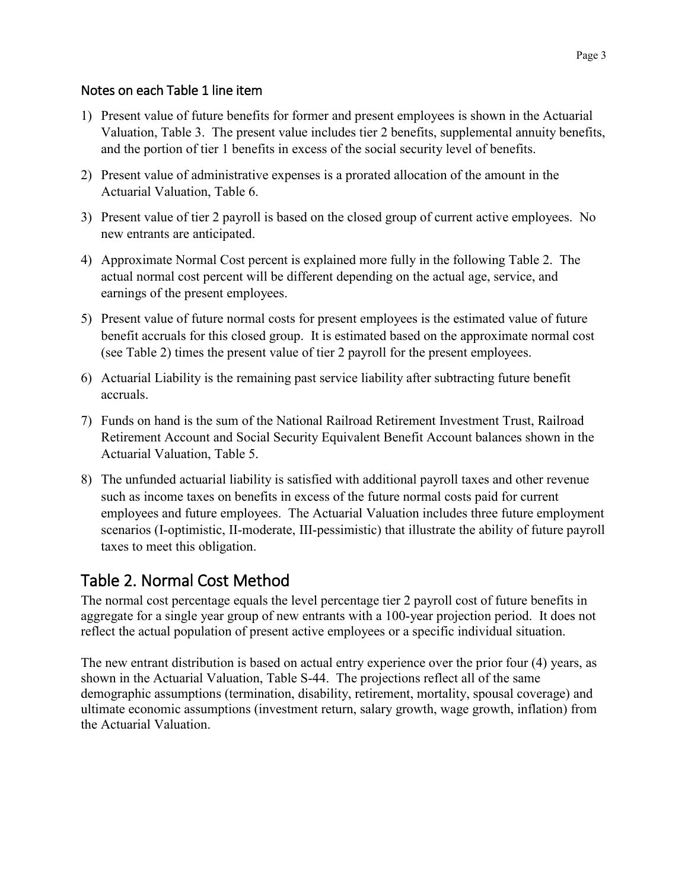### Notes on each Table 1 line item

1) Present value of future benefits for former and present employees is shown in the Actuarial Valuation, Table 3. The present value includes tier 2 benefits, supplemental annuity benefits, and the portion of tier 1 benefits in excess of the social security level of benefits.

2) Present value of administrative expenses is a prorated allocation of the amount in the Actuarial Valuation, Table 6.

3) Present value of tier 2 payroll is based on the closed group of current active employees. No new entrants are anticipated.

4) Approximate Normal Cost percent is explained more fully in the following Table 2. The actual normal cost percent will be different depending on the actual age, service, and earnings of the present employees.

5) Present value of future normal costs for present employees is the estimated value of future benefit accruals for this closed group. It is estimated based on the approximate normal cost (see Table 2) times the present value of tier 2 payroll for the present employees.

6) Actuarial Liability is the remaining past service liability after subtracting future benefit accruals.

7) Funds on hand is the sum of the National Railroad Retirement Investment Trust, Railroad Retirement Account and Social Security Equivalent Benefit Account balances shown in the Actuarial Valuation, Table 5.

8) The unfunded actuarial liability is satisfied with additional payroll taxes and other revenue such as income taxes on benefits in excess of the future normal costs paid for current employees and future employees. The Actuarial Valuation includes three future employment scenarios (I-optimistic, II-moderate, III-pessimistic) that illustrate the ability of future payroll taxes to meet this obligation.

## Table 2. Normal Cost Method

The normal cost percentage equals the level percentage tier 2 payroll cost of future benefits in aggregate for a single year group of new entrants with a 100-year projection period. It does not reflect the actual population of present active employees or a specific individual situation.

The new entrant distribution is based on actual entry experience over the prior four (4) years, as shown in the Actuarial Valuation, Table S-44. The projections reflect all of the same demographic assumptions (termination, disability, retirement, mortality, spousal coverage) and ultimate economic assumptions (investment return, salary growth, wage growth, inflation) from the Actuarial Valuation.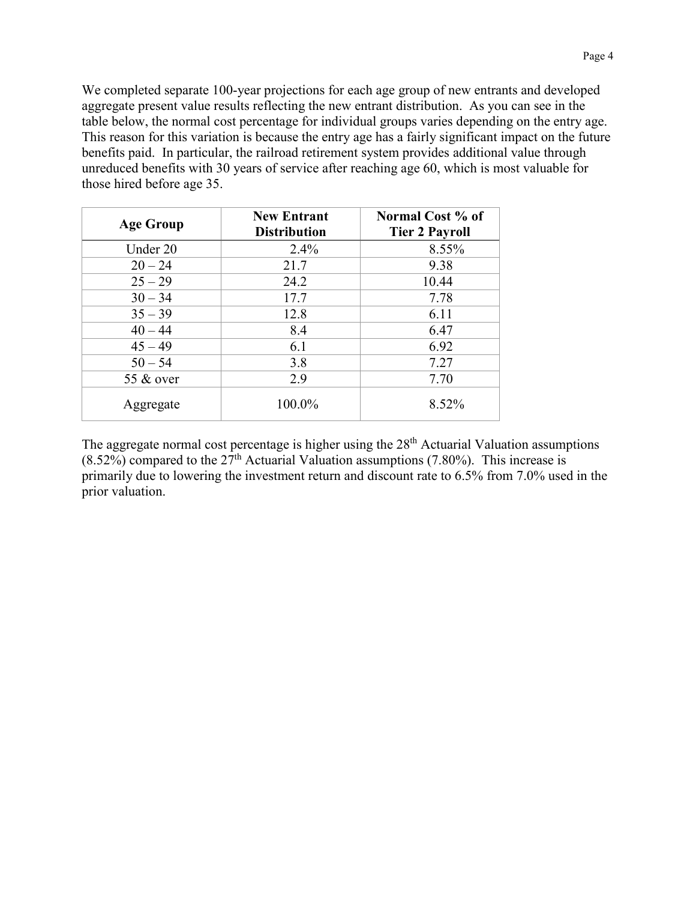We completed separate 100-year projections for each age group of new entrants and developed aggregate present value results reflecting the new entrant distribution. As you can see in the table below, the normal cost percentage for individual groups varies depending on the entry age. This reason for this variation is because the entry age has a fairly significant impact on the future benefits paid. In particular, the railroad retirement system provides additional value through unreduced benefits with 30 years of service after reaching age 60, which is most valuable for those hired before age 35.

| Age Group | New Entrant Distribution | Normal Cost % of Tier 2 Payroll |
|---|---|---|
| Under 20 | 2.4% | 8.55% |
| 20 – 24 | 21.7 | 9.38 |
| 25 – 29 | 24.2 | 10.44 |
| 30 – 34 | 17.7 | 7.78 |
| 35 – 39 | 12.8 | 6.11 |
| 40 – 44 | 8.4 | 6.47 |
| 45 – 49 | 6.1 | 6.92 |
| 50 – 54 | 3.8 | 7.27 |
| 55 & over | 2.9 | 7.70 |
| Aggregate | 100.0% | 8.52% |

The aggregate normal cost percentage is higher using the 28th Actuarial Valuation assumptions (8.52%) compared to the 27th Actuarial Valuation assumptions (7.80%). This increase is primarily due to lowering the investment return and discount rate to 6.5% from 7.0% used in the prior valuation.